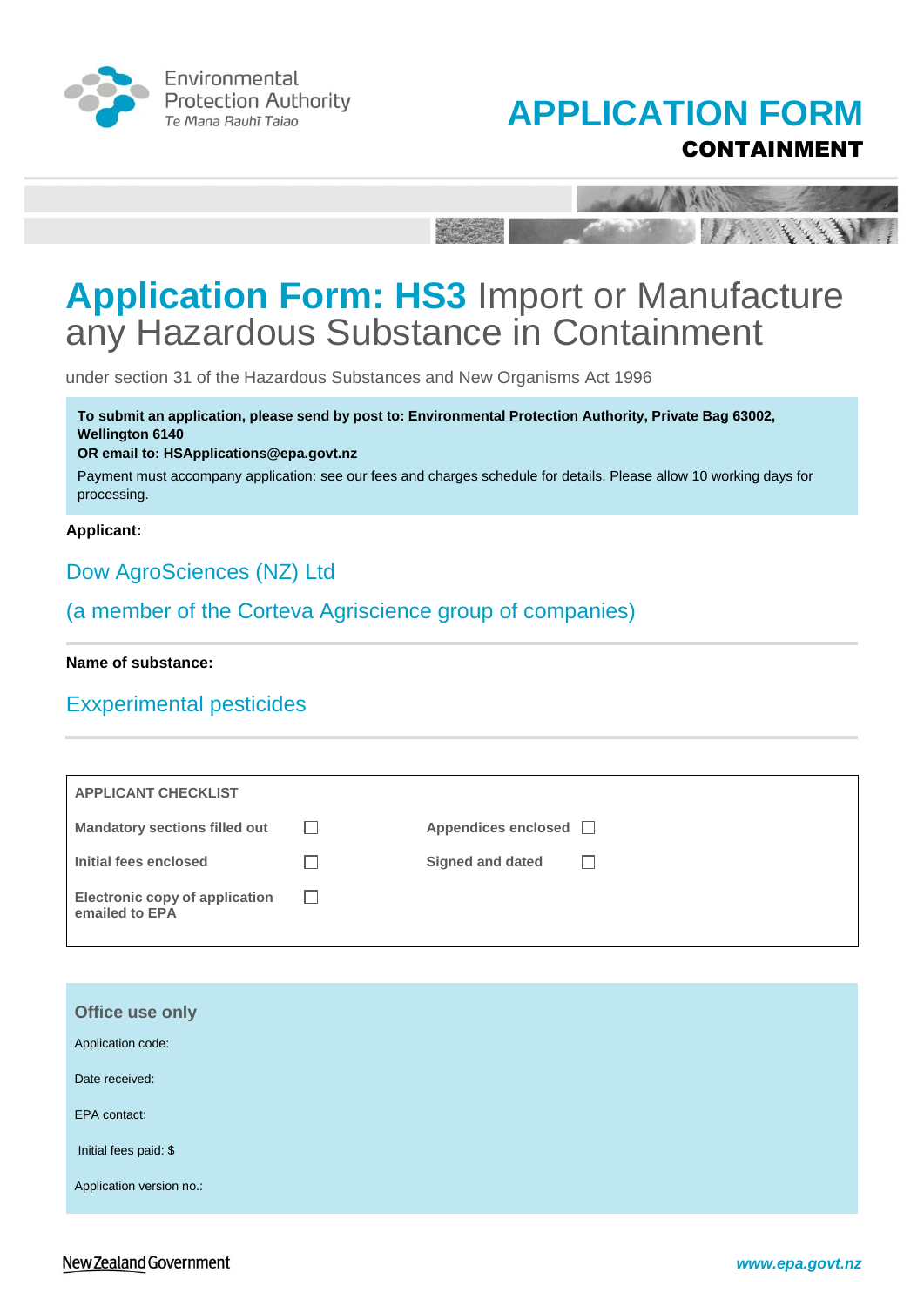Environmental Protection Authority
*Te Mana Rauhī Taiao*

# APPLICATION FORM
**CONTAINMENT**

# Application Form: HS3 Import or Manufacture any Hazardous Substance in Containment

under section 31 of the Hazardous Substances and New Organisms Act 1996

**To submit an application, please send by post to: Environmental Protection Authority, Private Bag 63002, Wellington 6140**
**OR email to: HSApplications@epa.govt.nz**

Payment must accompany application: see our fees and charges schedule for details. Please allow 10 working days for processing.

**Applicant:**

Dow AgroSciences (NZ) Ltd

(a member of the Corteva Agriscience group of companies)

**Name of substance:**

Exxperimental pesticides

| APPLICANT CHECKLIST | | | |
|---|---|---|---|
| Mandatory sections filled out | ☐ | Appendices enclosed | ☐ |
| Initial fees enclosed | ☐ | Signed and dated | ☐ |
| Electronic copy of application emailed to EPA | ☐ | | |

**Office use only**

Application code:

Date received:

EPA contact:

Initial fees paid: $

Application version no.:

New Zealand Government

*www.epa.govt.nz*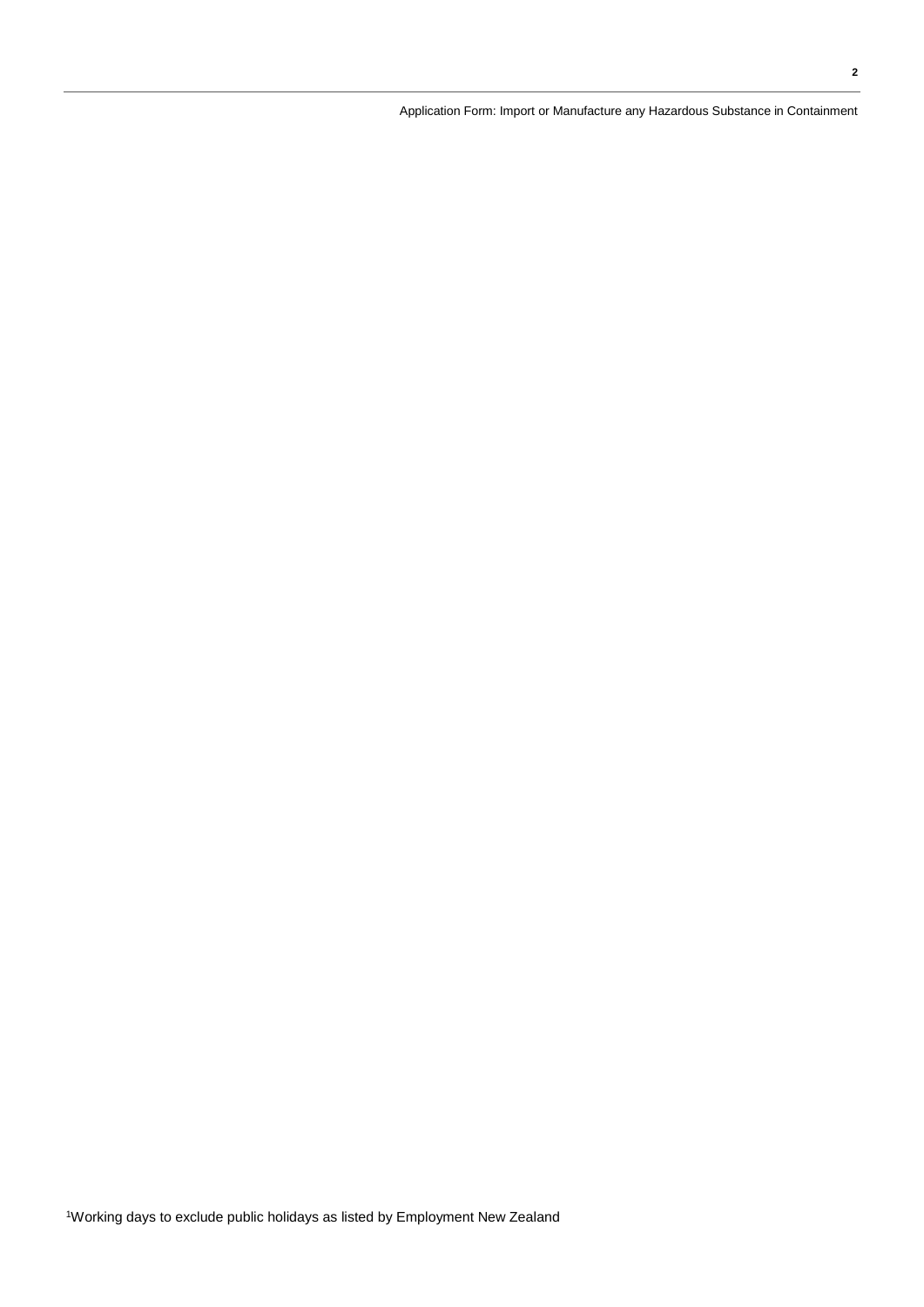[1]Working days to exclude public holidays as listed by Employment New Zealand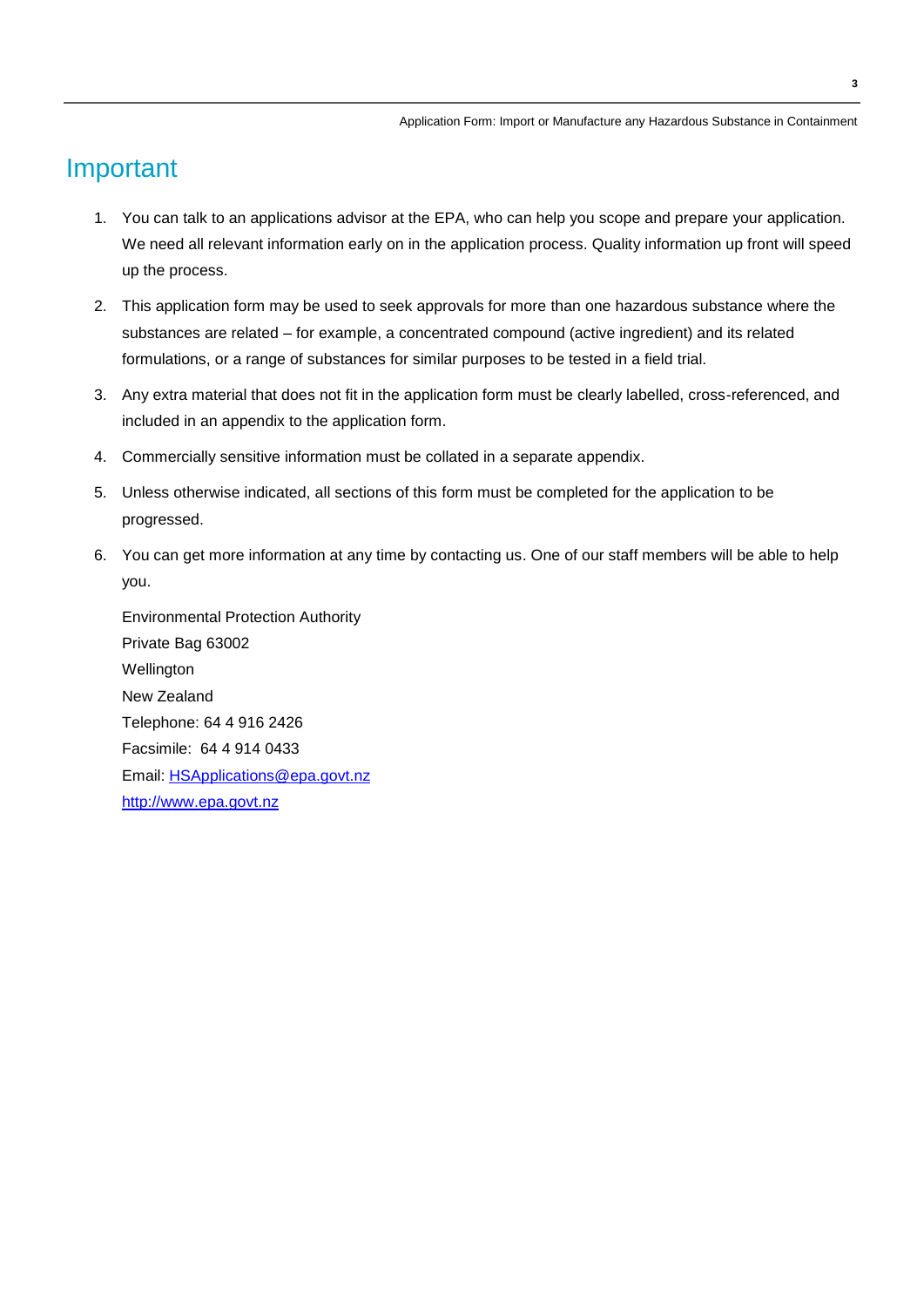# Important

1. You can talk to an applications advisor at the EPA, who can help you scope and prepare your application. We need all relevant information early on in the application process. Quality information up front will speed up the process.

2. This application form may be used to seek approvals for more than one hazardous substance where the substances are related – for example, a concentrated compound (active ingredient) and its related formulations, or a range of substances for similar purposes to be tested in a field trial.

3. Any extra material that does not fit in the application form must be clearly labelled, cross-referenced, and included in an appendix to the application form.

4. Commercially sensitive information must be collated in a separate appendix.

5. Unless otherwise indicated, all sections of this form must be completed for the application to be progressed.

6. You can get more information at any time by contacting us. One of our staff members will be able to help you.

   Environmental Protection Authority
   Private Bag 63002
   Wellington
   New Zealand
   Telephone: 64 4 916 2426
   Facsimile: 64 4 914 0433
   Email: [HSApplications@epa.govt.nz](mailto:HSApplications@epa.govt.nz)
   [http://www.epa.govt.nz](http://www.epa.govt.nz)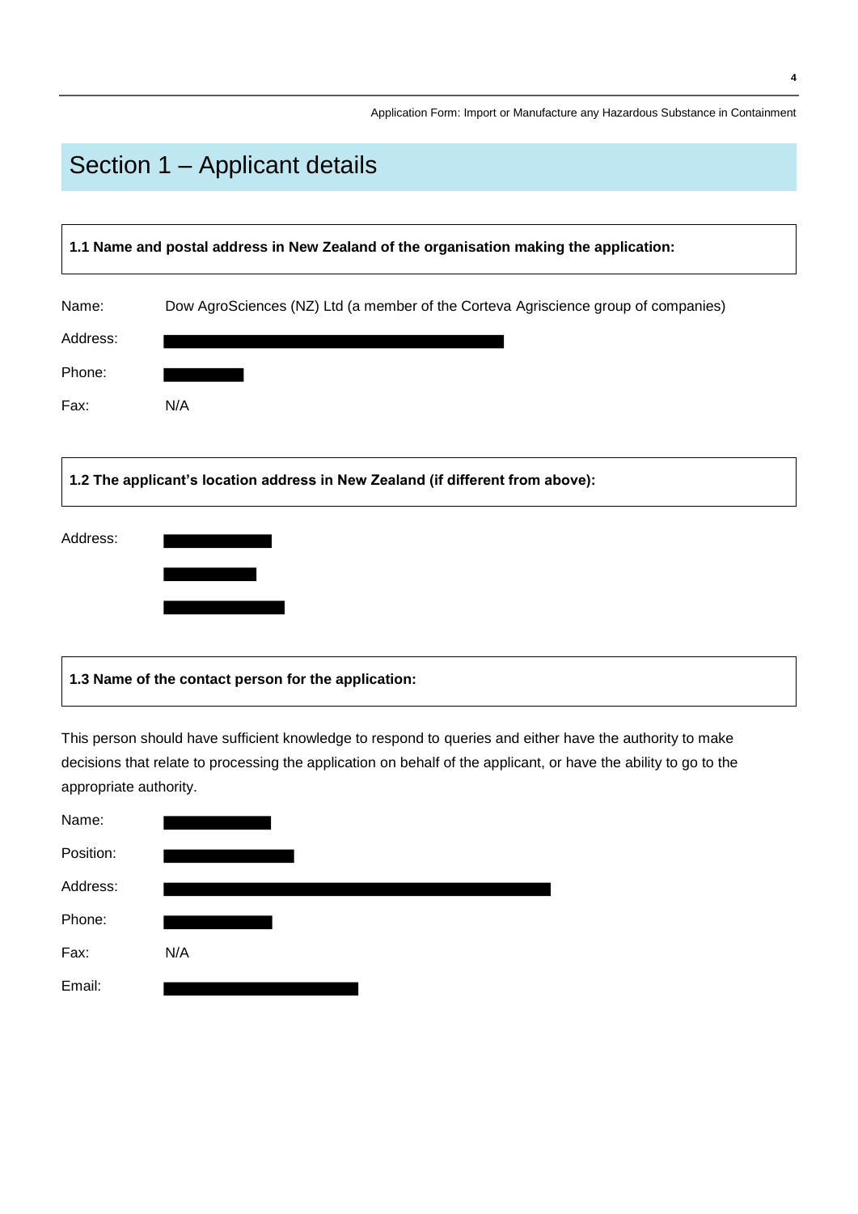# Section 1 – Applicant details

**1.1 Name and postal address in New Zealand of the organisation making the application:**

Name: Dow AgroSciences (NZ) Ltd (a member of the Corteva Agriscience group of companies)

Address: [redacted]

Phone: [redacted]

Fax: N/A

**1.2 The applicant's location address in New Zealand (if different from above):**

Address: [redacted]

[redacted]

[redacted]

**1.3 Name of the contact person for the application:**

This person should have sufficient knowledge to respond to queries and either have the authority to make decisions that relate to processing the application on behalf of the applicant, or have the ability to go to the appropriate authority.

Name: [redacted]

Position: [redacted]

Address: [redacted]

Phone: [redacted]

Fax: N/A

Email: [redacted]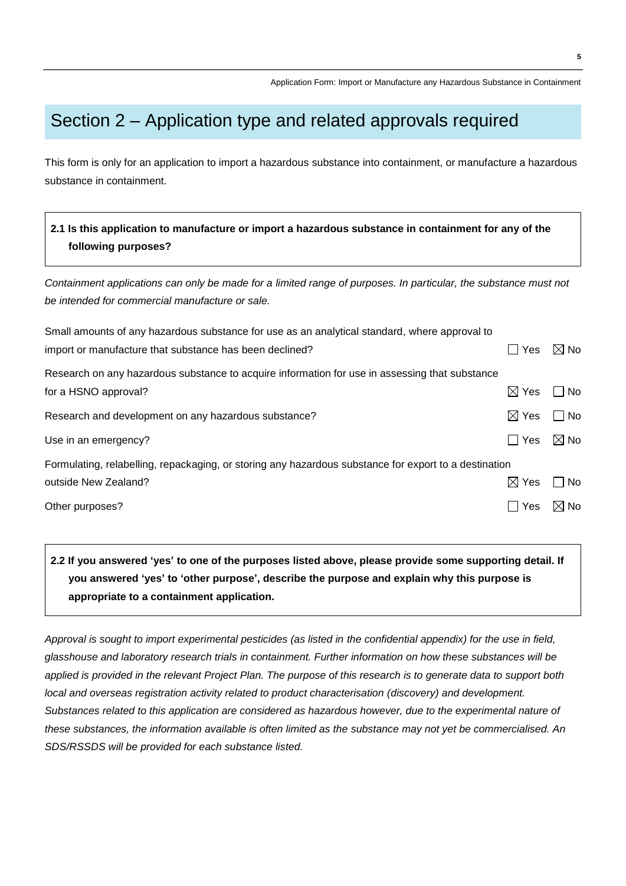## Section 2 – Application type and related approvals required

This form is only for an application to import a hazardous substance into containment, or manufacture a hazardous substance in containment.

**2.1 Is this application to manufacture or import a hazardous substance in containment for any of the following purposes?**

*Containment applications can only be made for a limited range of purposes. In particular, the substance must not be intended for commercial manufacture or sale.*

| Purpose | Yes | No |
|---|---|---|
| Small amounts of any hazardous substance for use as an analytical standard, where approval to import or manufacture that substance has been declined? | ☐ Yes | ☒ No |
| Research on any hazardous substance to acquire information for use in assessing that substance for a HSNO approval? | ☒ Yes | ☐ No |
| Research and development on any hazardous substance? | ☒ Yes | ☐ No |
| Use in an emergency? | ☐ Yes | ☒ No |
| Formulating, relabelling, repackaging, or storing any hazardous substance for export to a destination outside New Zealand? | ☒ Yes | ☐ No |
| Other purposes? | ☐ Yes | ☒ No |

**2.2 If you answered 'yes' to one of the purposes listed above, please provide some supporting detail. If you answered 'yes' to 'other purpose', describe the purpose and explain why this purpose is appropriate to a containment application.**

*Approval is sought to import experimental pesticides (as listed in the confidential appendix) for the use in field, glasshouse and laboratory research trials in containment. Further information on how these substances will be applied is provided in the relevant Project Plan. The purpose of this research is to generate data to support both local and overseas registration activity related to product characterisation (discovery) and development. Substances related to this application are considered as hazardous however, due to the experimental nature of these substances, the information available is often limited as the substance may not yet be commercialised. An SDS/RSSDS will be provided for each substance listed.*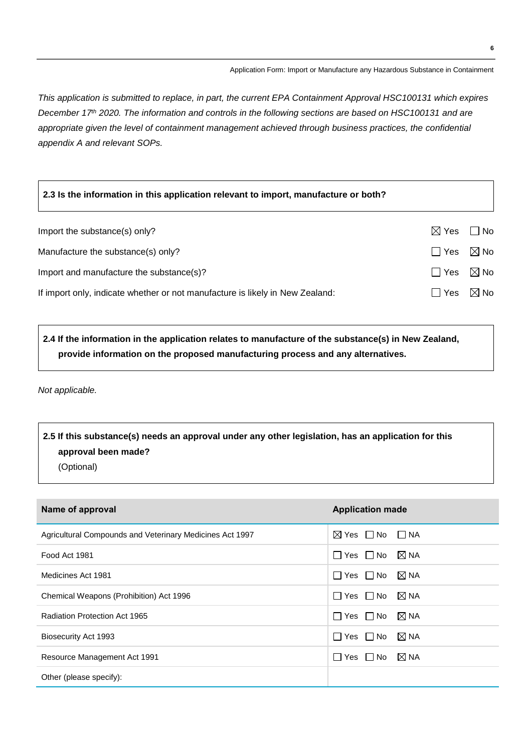*This application is submitted to replace, in part, the current EPA Containment Approval HSC100131 which expires December 17th 2020. The information and controls in the following sections are based on HSC100131 and are appropriate given the level of containment management achieved through business practices, the confidential appendix A and relevant SOPs.*

**2.3 Is the information in this application relevant to import, manufacture or both?**

| | |
|---|---|
| Import the substance(s) only? | ☒ Yes ☐ No |
| Manufacture the substance(s) only? | ☐ Yes ☒ No |
| Import and manufacture the substance(s)? | ☐ Yes ☒ No |
| If import only, indicate whether or not manufacture is likely in New Zealand: | ☐ Yes ☒ No |

**2.4 If the information in the application relates to manufacture of the substance(s) in New Zealand, provide information on the proposed manufacturing process and any alternatives.**

*Not applicable.*

**2.5 If this substance(s) needs an approval under any other legislation, has an application for this approval been made?**
(Optional)

| Name of approval | Application made |
|---|---|
| Agricultural Compounds and Veterinary Medicines Act 1997 | ☒ Yes ☐ No ☐ NA |
| Food Act 1981 | ☐ Yes ☐ No ☒ NA |
| Medicines Act 1981 | ☐ Yes ☐ No ☒ NA |
| Chemical Weapons (Prohibition) Act 1996 | ☐ Yes ☐ No ☒ NA |
| Radiation Protection Act 1965 | ☐ Yes ☐ No ☒ NA |
| Biosecurity Act 1993 | ☐ Yes ☐ No ☒ NA |
| Resource Management Act 1991 | ☐ Yes ☐ No ☒ NA |
| Other (please specify): | |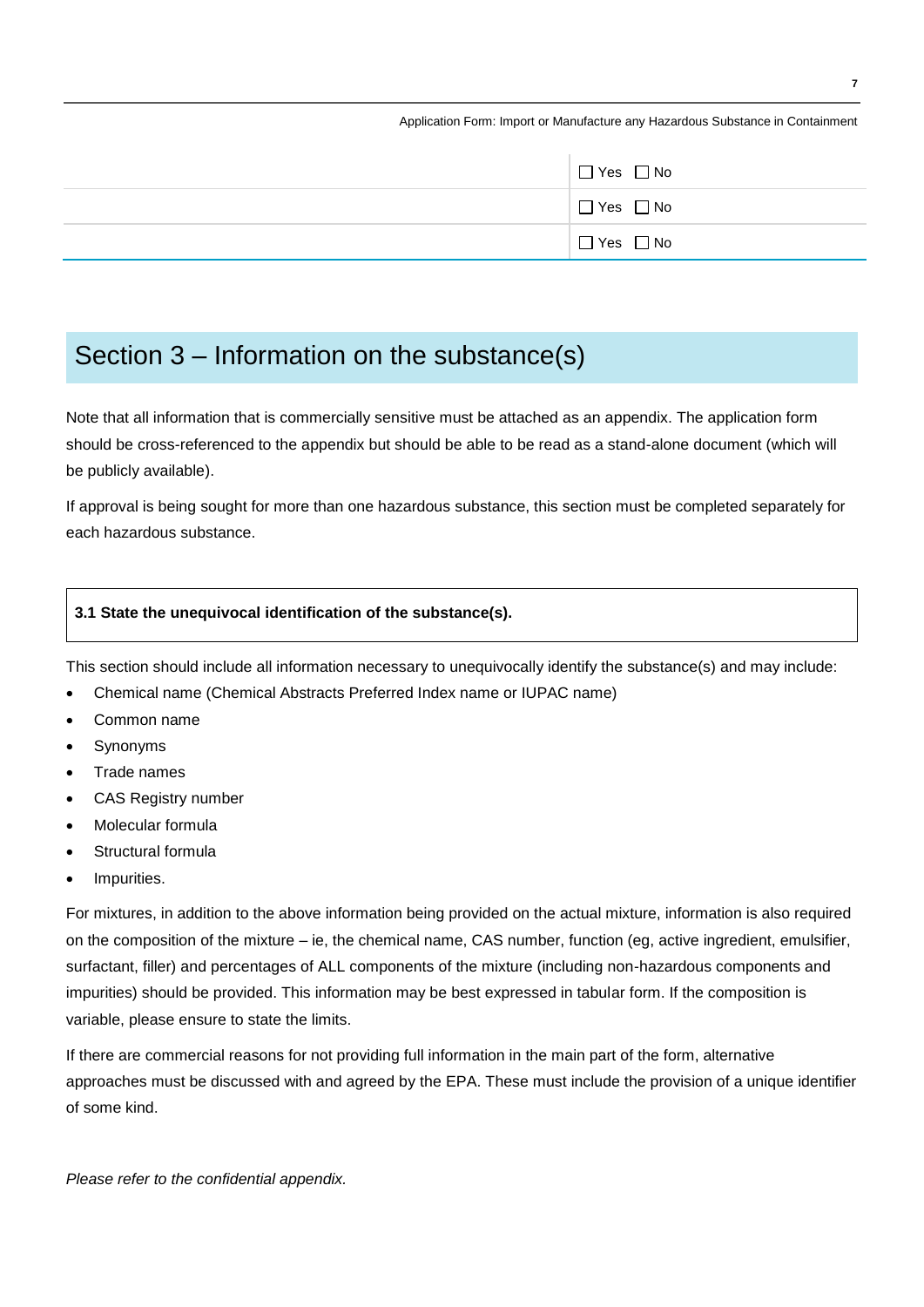| | |
|---|---|
| | ☐ Yes ☐ No |
| | ☐ Yes ☐ No |
| | ☐ Yes ☐ No |

## Section 3 – Information on the substance(s)

Note that all information that is commercially sensitive must be attached as an appendix. The application form should be cross-referenced to the appendix but should be able to be read as a stand-alone document (which will be publicly available).

If approval is being sought for more than one hazardous substance, this section must be completed separately for each hazardous substance.

**3.1 State the unequivocal identification of the substance(s).**

This section should include all information necessary to unequivocally identify the substance(s) and may include:

- Chemical name (Chemical Abstracts Preferred Index name or IUPAC name)
- Common name
- Synonyms
- Trade names
- CAS Registry number
- Molecular formula
- Structural formula
- Impurities.

For mixtures, in addition to the above information being provided on the actual mixture, information is also required on the composition of the mixture – ie, the chemical name, CAS number, function (eg, active ingredient, emulsifier, surfactant, filler) and percentages of ALL components of the mixture (including non-hazardous components and impurities) should be provided. This information may be best expressed in tabular form. If the composition is variable, please ensure to state the limits.

If there are commercial reasons for not providing full information in the main part of the form, alternative approaches must be discussed with and agreed by the EPA. These must include the provision of a unique identifier of some kind.

*Please refer to the confidential appendix.*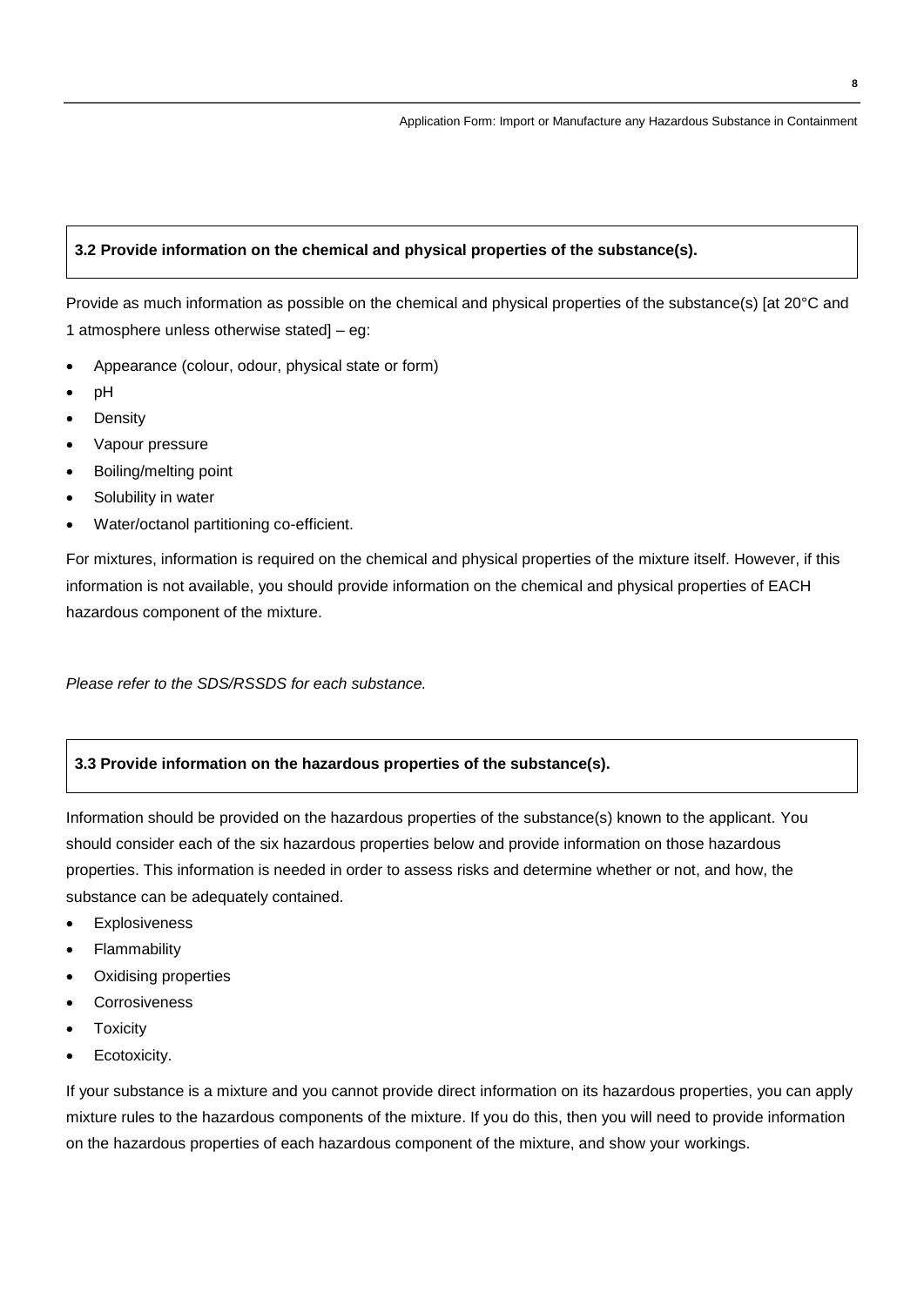### 3.2 Provide information on the chemical and physical properties of the substance(s).

Provide as much information as possible on the chemical and physical properties of the substance(s) [at 20°C and 1 atmosphere unless otherwise stated] – eg:

- Appearance (colour, odour, physical state or form)
- pH
- Density
- Vapour pressure
- Boiling/melting point
- Solubility in water
- Water/octanol partitioning co-efficient.

For mixtures, information is required on the chemical and physical properties of the mixture itself. However, if this information is not available, you should provide information on the chemical and physical properties of EACH hazardous component of the mixture.

*Please refer to the SDS/RSSDS for each substance.*

### 3.3 Provide information on the hazardous properties of the substance(s).

Information should be provided on the hazardous properties of the substance(s) known to the applicant. You should consider each of the six hazardous properties below and provide information on those hazardous properties. This information is needed in order to assess risks and determine whether or not, and how, the substance can be adequately contained.

- Explosiveness
- Flammability
- Oxidising properties
- Corrosiveness
- Toxicity
- Ecotoxicity.

If your substance is a mixture and you cannot provide direct information on its hazardous properties, you can apply mixture rules to the hazardous components of the mixture. If you do this, then you will need to provide information on the hazardous properties of each hazardous component of the mixture, and show your workings.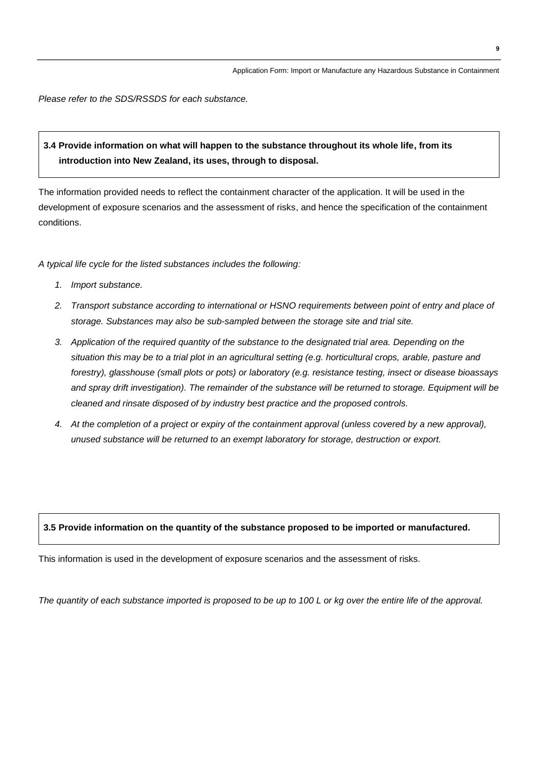*Please refer to the SDS/RSSDS for each substance.*

**3.4 Provide information on what will happen to the substance throughout its whole life, from its introduction into New Zealand, its uses, through to disposal.**

The information provided needs to reflect the containment character of the application. It will be used in the development of exposure scenarios and the assessment of risks, and hence the specification of the containment conditions.

*A typical life cycle for the listed substances includes the following:*

1. *Import substance.*
2. *Transport substance according to international or HSNO requirements between point of entry and place of storage. Substances may also be sub-sampled between the storage site and trial site.*
3. *Application of the required quantity of the substance to the designated trial area. Depending on the situation this may be to a trial plot in an agricultural setting (e.g. horticultural crops, arable, pasture and forestry), glasshouse (small plots or pots) or laboratory (e.g. resistance testing, insect or disease bioassays and spray drift investigation). The remainder of the substance will be returned to storage. Equipment will be cleaned and rinsate disposed of by industry best practice and the proposed controls.*
4. *At the completion of a project or expiry of the containment approval (unless covered by a new approval), unused substance will be returned to an exempt laboratory for storage, destruction or export.*

**3.5 Provide information on the quantity of the substance proposed to be imported or manufactured.**

This information is used in the development of exposure scenarios and the assessment of risks.

*The quantity of each substance imported is proposed to be up to 100 L or kg over the entire life of the approval.*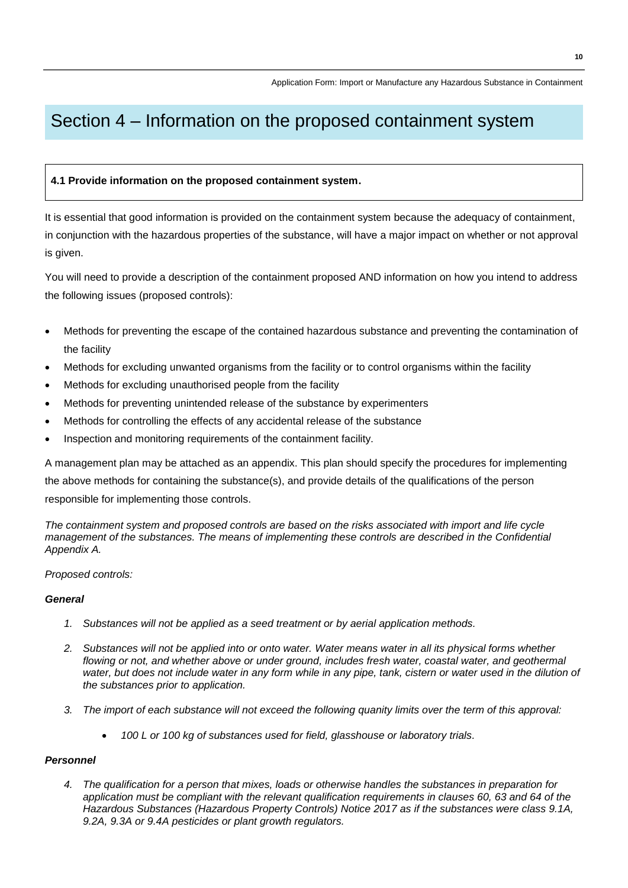# Section 4 – Information on the proposed containment system

**4.1 Provide information on the proposed containment system.**

It is essential that good information is provided on the containment system because the adequacy of containment, in conjunction with the hazardous properties of the substance, will have a major impact on whether or not approval is given.

You will need to provide a description of the containment proposed AND information on how you intend to address the following issues (proposed controls):

- Methods for preventing the escape of the contained hazardous substance and preventing the contamination of the facility
- Methods for excluding unwanted organisms from the facility or to control organisms within the facility
- Methods for excluding unauthorised people from the facility
- Methods for preventing unintended release of the substance by experimenters
- Methods for controlling the effects of any accidental release of the substance
- Inspection and monitoring requirements of the containment facility.

A management plan may be attached as an appendix. This plan should specify the procedures for implementing the above methods for containing the substance(s), and provide details of the qualifications of the person responsible for implementing those controls.

*The containment system and proposed controls are based on the risks associated with import and life cycle management of the substances. The means of implementing these controls are described in the Confidential Appendix A.*

*Proposed controls:*

***General***

1. *Substances will not be applied as a seed treatment or by aerial application methods.*
2. *Substances will not be applied into or onto water. Water means water in all its physical forms whether flowing or not, and whether above or under ground, includes fresh water, coastal water, and geothermal water, but does not include water in any form while in any pipe, tank, cistern or water used in the dilution of the substances prior to application.*
3. *The import of each substance will not exceed the following quanity limits over the term of this approval:*
    - *100 L or 100 kg of substances used for field, glasshouse or laboratory trials.*

***Personnel***

4. *The qualification for a person that mixes, loads or otherwise handles the substances in preparation for application must be compliant with the relevant qualification requirements in clauses 60, 63 and 64 of the Hazardous Substances (Hazardous Property Controls) Notice 2017 as if the substances were class 9.1A, 9.2A, 9.3A or 9.4A pesticides or plant growth regulators.*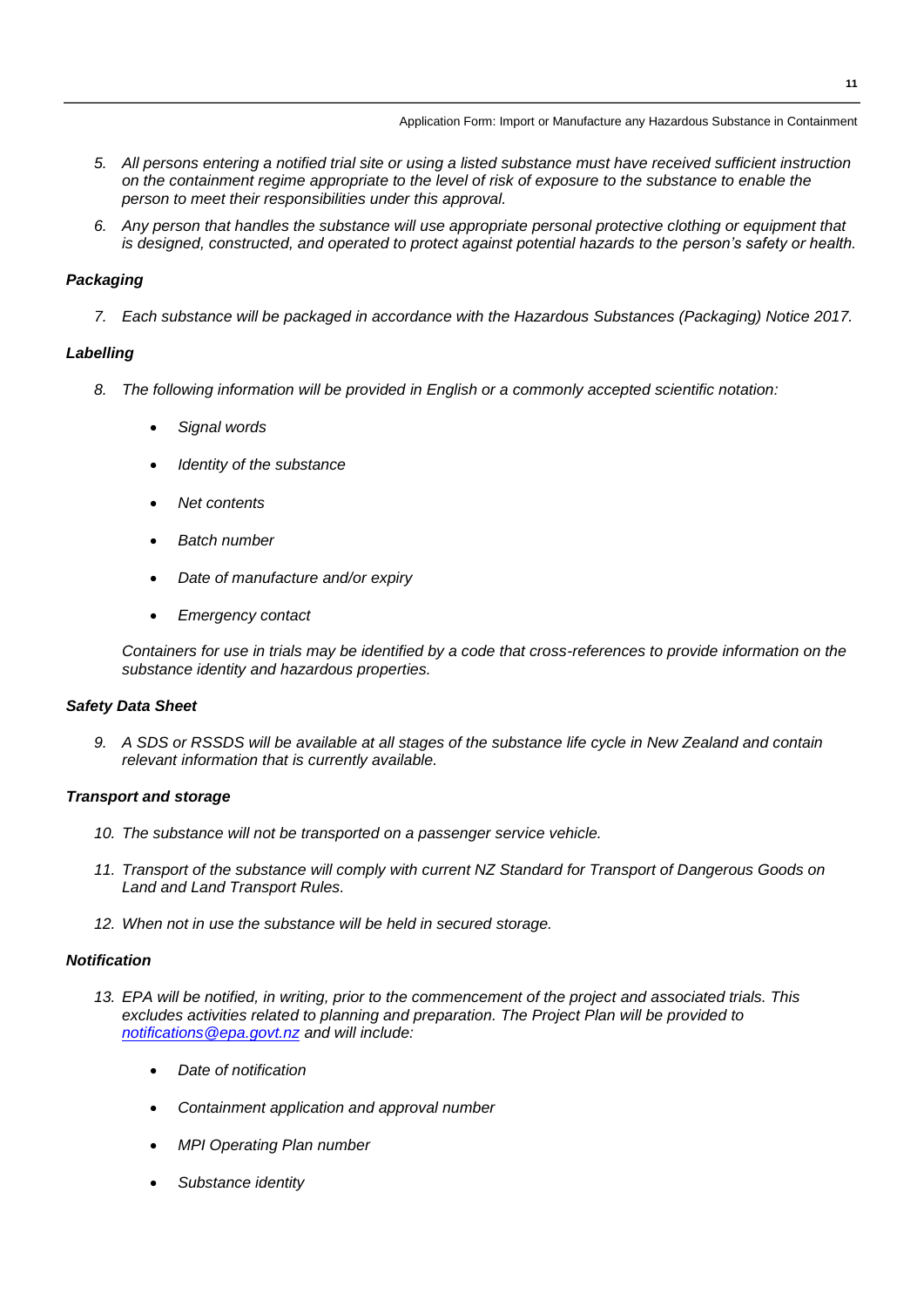5. *All persons entering a notified trial site or using a listed substance must have received sufficient instruction on the containment regime appropriate to the level of risk of exposure to the substance to enable the person to meet their responsibilities under this approval.*
6. *Any person that handles the substance will use appropriate personal protective clothing or equipment that is designed, constructed, and operated to protect against potential hazards to the person's safety or health.*

***Packaging***

7. *Each substance will be packaged in accordance with the Hazardous Substances (Packaging) Notice 2017.*

***Labelling***

8. *The following information will be provided in English or a commonly accepted scientific notation:*

    - *Signal words*
    - *Identity of the substance*
    - *Net contents*
    - *Batch number*
    - *Date of manufacture and/or expiry*
    - *Emergency contact*

    *Containers for use in trials may be identified by a code that cross-references to provide information on the substance identity and hazardous properties.*

***Safety Data Sheet***

9. *A SDS or RSSDS will be available at all stages of the substance life cycle in New Zealand and contain relevant information that is currently available.*

***Transport and storage***

10. *The substance will not be transported on a passenger service vehicle.*
11. *Transport of the substance will comply with current NZ Standard for Transport of Dangerous Goods on Land and Land Transport Rules.*
12. *When not in use the substance will be held in secured storage.*

***Notification***

13. *EPA will be notified, in writing, prior to the commencement of the project and associated trials. This excludes activities related to planning and preparation. The Project Plan will be provided to [notifications@epa.govt.nz](mailto:notifications@epa.govt.nz) and will include:*

    - *Date of notification*
    - *Containment application and approval number*
    - *MPI Operating Plan number*
    - *Substance identity*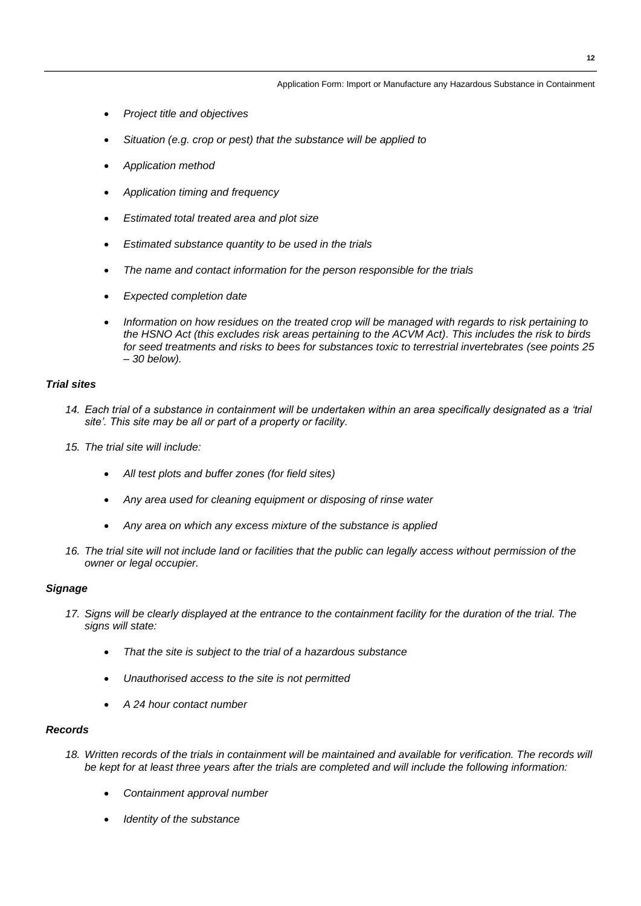- *Project title and objectives*
- *Situation (e.g. crop or pest) that the substance will be applied to*
- *Application method*
- *Application timing and frequency*
- *Estimated total treated area and plot size*
- *Estimated substance quantity to be used in the trials*
- *The name and contact information for the person responsible for the trials*
- *Expected completion date*
- *Information on how residues on the treated crop will be managed with regards to risk pertaining to the HSNO Act (this excludes risk areas pertaining to the ACVM Act). This includes the risk to birds for seed treatments and risks to bees for substances toxic to terrestrial invertebrates (see points 25 – 30 below).*

### *Trial sites*

14. *Each trial of a substance in containment will be undertaken within an area specifically designated as a 'trial site'. This site may be all or part of a property or facility.*
15. *The trial site will include:*
    - *All test plots and buffer zones (for field sites)*
    - *Any area used for cleaning equipment or disposing of rinse water*
    - *Any area on which any excess mixture of the substance is applied*
16. *The trial site will not include land or facilities that the public can legally access without permission of the owner or legal occupier.*

### *Signage*

17. *Signs will be clearly displayed at the entrance to the containment facility for the duration of the trial. The signs will state:*
    - *That the site is subject to the trial of a hazardous substance*
    - *Unauthorised access to the site is not permitted*
    - *A 24 hour contact number*

### *Records*

18. *Written records of the trials in containment will be maintained and available for verification. The records will be kept for at least three years after the trials are completed and will include the following information:*
    - *Containment approval number*
    - *Identity of the substance*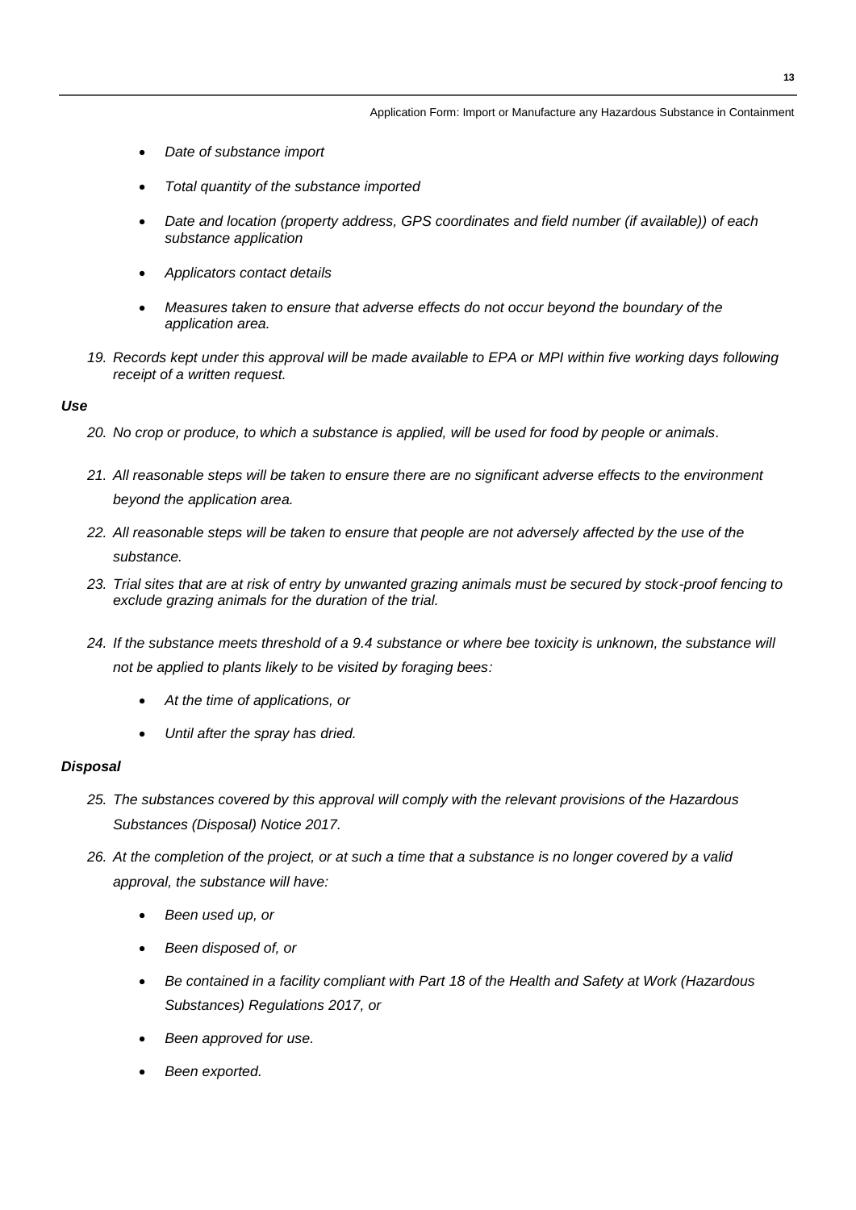- *Date of substance import*
- *Total quantity of the substance imported*
- *Date and location (property address, GPS coordinates and field number (if available)) of each substance application*
- *Applicators contact details*
- *Measures taken to ensure that adverse effects do not occur beyond the boundary of the application area.*

19. *Records kept under this approval will be made available to EPA or MPI within five working days following receipt of a written request.*

***Use***

20. *No crop or produce, to which a substance is applied, will be used for food by people or animals.*
21. *All reasonable steps will be taken to ensure there are no significant adverse effects to the environment beyond the application area.*
22. *All reasonable steps will be taken to ensure that people are not adversely affected by the use of the substance.*
23. *Trial sites that are at risk of entry by unwanted grazing animals must be secured by stock-proof fencing to exclude grazing animals for the duration of the trial.*
24. *If the substance meets threshold of a 9.4 substance or where bee toxicity is unknown, the substance will not be applied to plants likely to be visited by foraging bees:*
    - *At the time of applications, or*
    - *Until after the spray has dried.*

***Disposal***

25. *The substances covered by this approval will comply with the relevant provisions of the Hazardous Substances (Disposal) Notice 2017.*
26. *At the completion of the project, or at such a time that a substance is no longer covered by a valid approval, the substance will have:*
    - *Been used up, or*
    - *Been disposed of, or*
    - *Be contained in a facility compliant with Part 18 of the Health and Safety at Work (Hazardous Substances) Regulations 2017, or*
    - *Been approved for use.*
    - *Been exported.*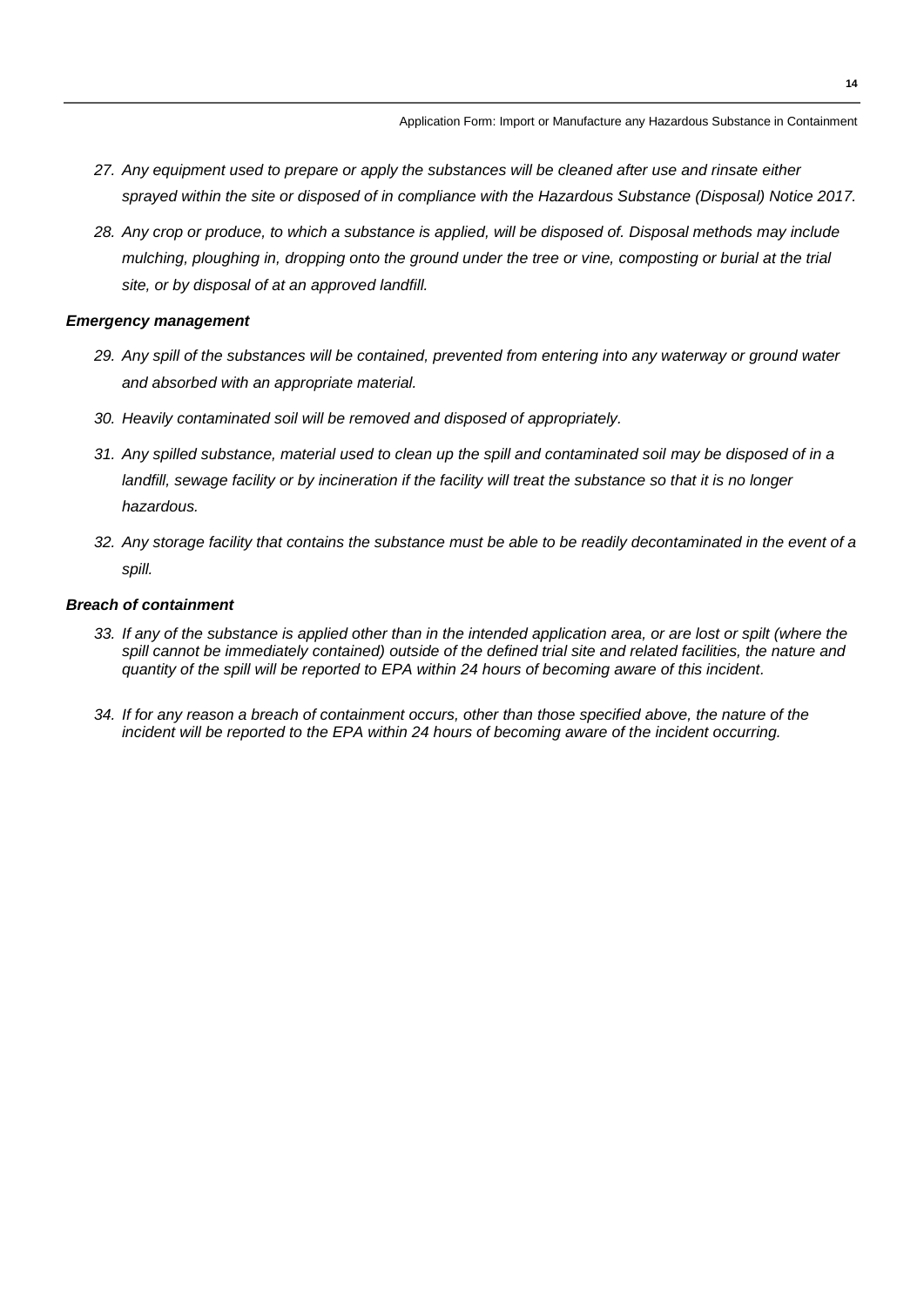27. *Any equipment used to prepare or apply the substances will be cleaned after use and rinsate either sprayed within the site or disposed of in compliance with the Hazardous Substance (Disposal) Notice 2017.*

28. *Any crop or produce, to which a substance is applied, will be disposed of. Disposal methods may include mulching, ploughing in, dropping onto the ground under the tree or vine, composting or burial at the trial site, or by disposal of at an approved landfill.*

***Emergency management***

29. *Any spill of the substances will be contained, prevented from entering into any waterway or ground water and absorbed with an appropriate material.*

30. *Heavily contaminated soil will be removed and disposed of appropriately.*

31. *Any spilled substance, material used to clean up the spill and contaminated soil may be disposed of in a landfill, sewage facility or by incineration if the facility will treat the substance so that it is no longer hazardous.*

32. *Any storage facility that contains the substance must be able to be readily decontaminated in the event of a spill.*

***Breach of containment***

33. *If any of the substance is applied other than in the intended application area, or are lost or spilt (where the spill cannot be immediately contained) outside of the defined trial site and related facilities, the nature and quantity of the spill will be reported to EPA within 24 hours of becoming aware of this incident.*

34. *If for any reason a breach of containment occurs, other than those specified above, the nature of the incident will be reported to the EPA within 24 hours of becoming aware of the incident occurring.*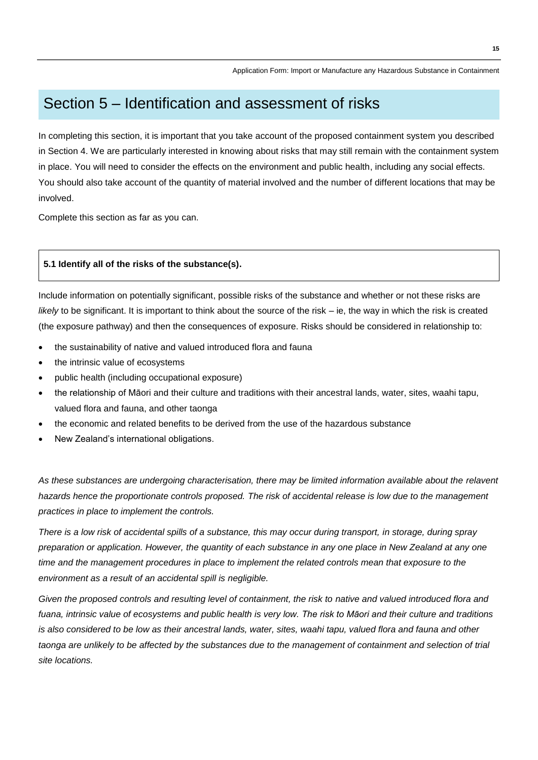# Section 5 – Identification and assessment of risks

In completing this section, it is important that you take account of the proposed containment system you described in Section 4. We are particularly interested in knowing about risks that may still remain with the containment system in place. You will need to consider the effects on the environment and public health, including any social effects. You should also take account of the quantity of material involved and the number of different locations that may be involved.

Complete this section as far as you can.

**5.1 Identify all of the risks of the substance(s).**

Include information on potentially significant, possible risks of the substance and whether or not these risks are *likely* to be significant. It is important to think about the source of the risk – ie, the way in which the risk is created (the exposure pathway) and then the consequences of exposure. Risks should be considered in relationship to:

- the sustainability of native and valued introduced flora and fauna
- the intrinsic value of ecosystems
- public health (including occupational exposure)
- the relationship of Māori and their culture and traditions with their ancestral lands, water, sites, waahi tapu, valued flora and fauna, and other taonga
- the economic and related benefits to be derived from the use of the hazardous substance
- New Zealand's international obligations.

*As these substances are undergoing characterisation, there may be limited information available about the relavent hazards hence the proportionate controls proposed. The risk of accidental release is low due to the management practices in place to implement the controls.*

*There is a low risk of accidental spills of a substance, this may occur during transport, in storage, during spray preparation or application. However, the quantity of each substance in any one place in New Zealand at any one time and the management procedures in place to implement the related controls mean that exposure to the environment as a result of an accidental spill is negligible.*

*Given the proposed controls and resulting level of containment, the risk to native and valued introduced flora and fuana, intrinsic value of ecosystems and public health is very low. The risk to Māori and their culture and traditions is also considered to be low as their ancestral lands, water, sites, waahi tapu, valued flora and fauna and other taonga are unlikely to be affected by the substances due to the management of containment and selection of trial site locations.*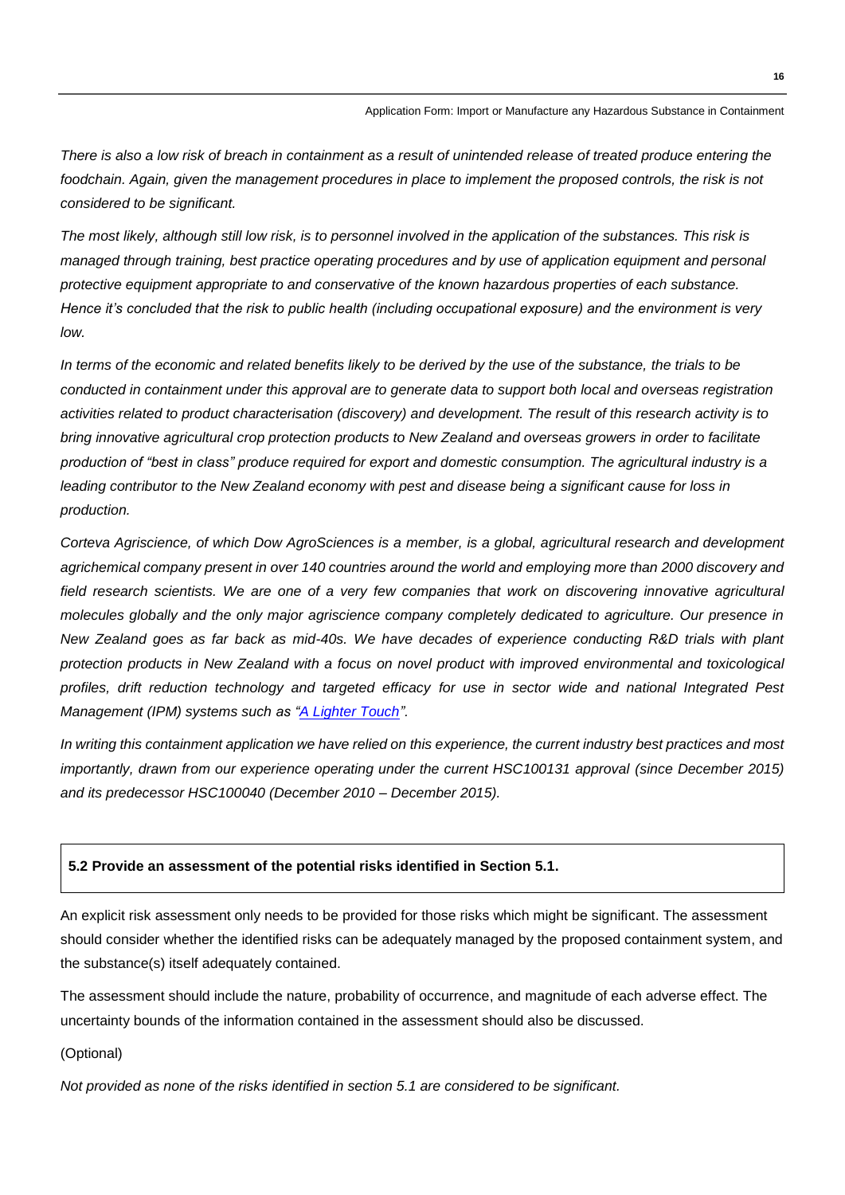*There is also a low risk of breach in containment as a result of unintended release of treated produce entering the foodchain. Again, given the management procedures in place to implement the proposed controls, the risk is not considered to be significant.*

*The most likely, although still low risk, is to personnel involved in the application of the substances. This risk is managed through training, best practice operating procedures and by use of application equipment and personal protective equipment appropriate to and conservative of the known hazardous properties of each substance. Hence it's concluded that the risk to public health (including occupational exposure) and the environment is very low.*

*In terms of the economic and related benefits likely to be derived by the use of the substance, the trials to be conducted in containment under this approval are to generate data to support both local and overseas registration activities related to product characterisation (discovery) and development. The result of this research activity is to bring innovative agricultural crop protection products to New Zealand and overseas growers in order to facilitate production of "best in class" produce required for export and domestic consumption. The agricultural industry is a leading contributor to the New Zealand economy with pest and disease being a significant cause for loss in production.*

*Corteva Agriscience, of which Dow AgroSciences is a member, is a global, agricultural research and development agrichemical company present in over 140 countries around the world and employing more than 2000 discovery and field research scientists. We are one of a very few companies that work on discovering innovative agricultural molecules globally and the only major agriscience company completely dedicated to agriculture. Our presence in New Zealand goes as far back as mid-40s. We have decades of experience conducting R&D trials with plant protection products in New Zealand with a focus on novel product with improved environmental and toxicological profiles, drift reduction technology and targeted efficacy for use in sector wide and national Integrated Pest Management (IPM) systems such as "A Lighter Touch".*

*In writing this containment application we have relied on this experience, the current industry best practices and most importantly, drawn from our experience operating under the current HSC100131 approval (since December 2015) and its predecessor HSC100040 (December 2010 – December 2015).*

**5.2 Provide an assessment of the potential risks identified in Section 5.1.**

An explicit risk assessment only needs to be provided for those risks which might be significant. The assessment should consider whether the identified risks can be adequately managed by the proposed containment system, and the substance(s) itself adequately contained.

The assessment should include the nature, probability of occurrence, and magnitude of each adverse effect. The uncertainty bounds of the information contained in the assessment should also be discussed.

(Optional)

*Not provided as none of the risks identified in section 5.1 are considered to be significant.*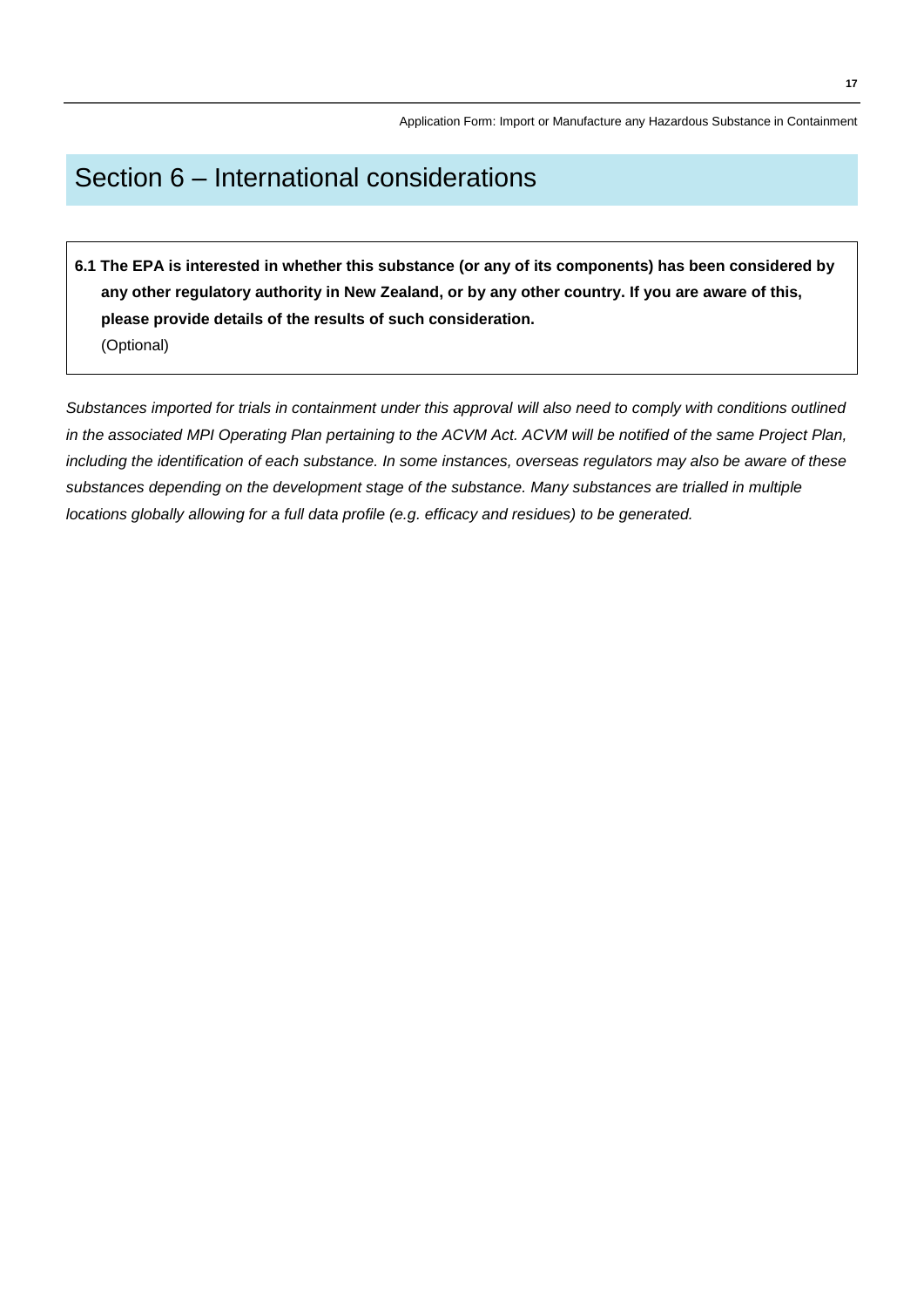# Section 6 – International considerations

**6.1 The EPA is interested in whether this substance (or any of its components) has been considered by any other regulatory authority in New Zealand, or by any other country. If you are aware of this, please provide details of the results of such consideration.**
(Optional)

*Substances imported for trials in containment under this approval will also need to comply with conditions outlined in the associated MPI Operating Plan pertaining to the ACVM Act. ACVM will be notified of the same Project Plan, including the identification of each substance. In some instances, overseas regulators may also be aware of these substances depending on the development stage of the substance. Many substances are trialled in multiple locations globally allowing for a full data profile (e.g. efficacy and residues) to be generated.*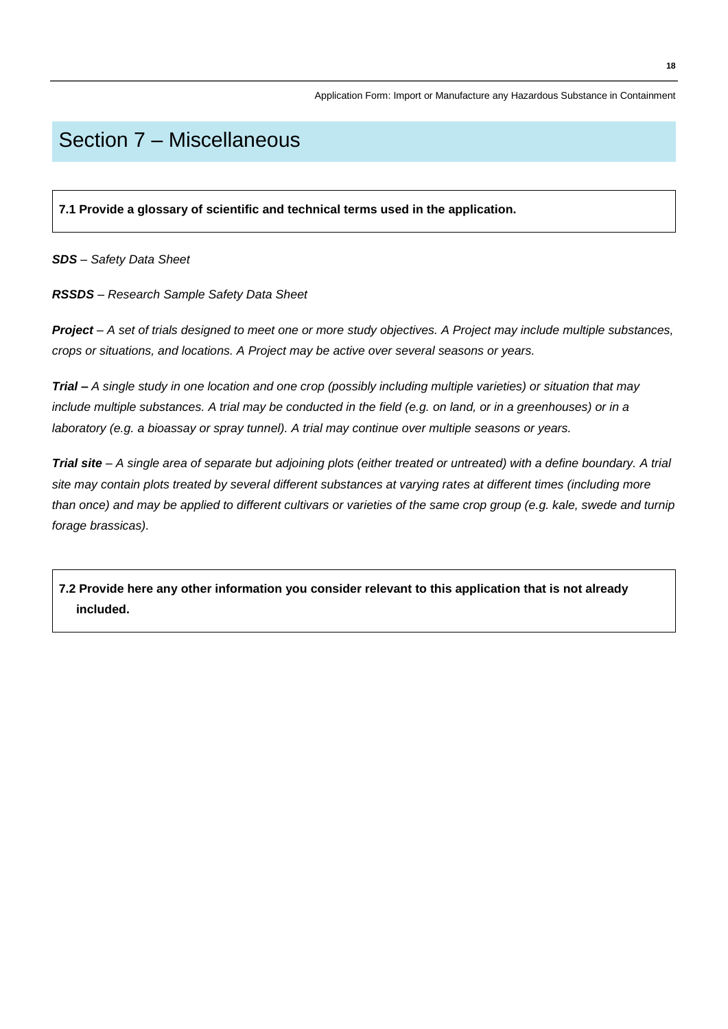# Section 7 – Miscellaneous

**7.1 Provide a glossary of scientific and technical terms used in the application.**

***SDS*** *– Safety Data Sheet*

***RSSDS*** *– Research Sample Safety Data Sheet*

***Project*** *– A set of trials designed to meet one or more study objectives. A Project may include multiple substances, crops or situations, and locations. A Project may be active over several seasons or years.*

***Trial –*** *A single study in one location and one crop (possibly including multiple varieties) or situation that may include multiple substances. A trial may be conducted in the field (e.g. on land, or in a greenhouses) or in a laboratory (e.g. a bioassay or spray tunnel). A trial may continue over multiple seasons or years.*

***Trial site*** *– A single area of separate but adjoining plots (either treated or untreated) with a define boundary. A trial site may contain plots treated by several different substances at varying rates at different times (including more than once) and may be applied to different cultivars or varieties of the same crop group (e.g. kale, swede and turnip forage brassicas).*

**7.2 Provide here any other information you consider relevant to this application that is not already included.**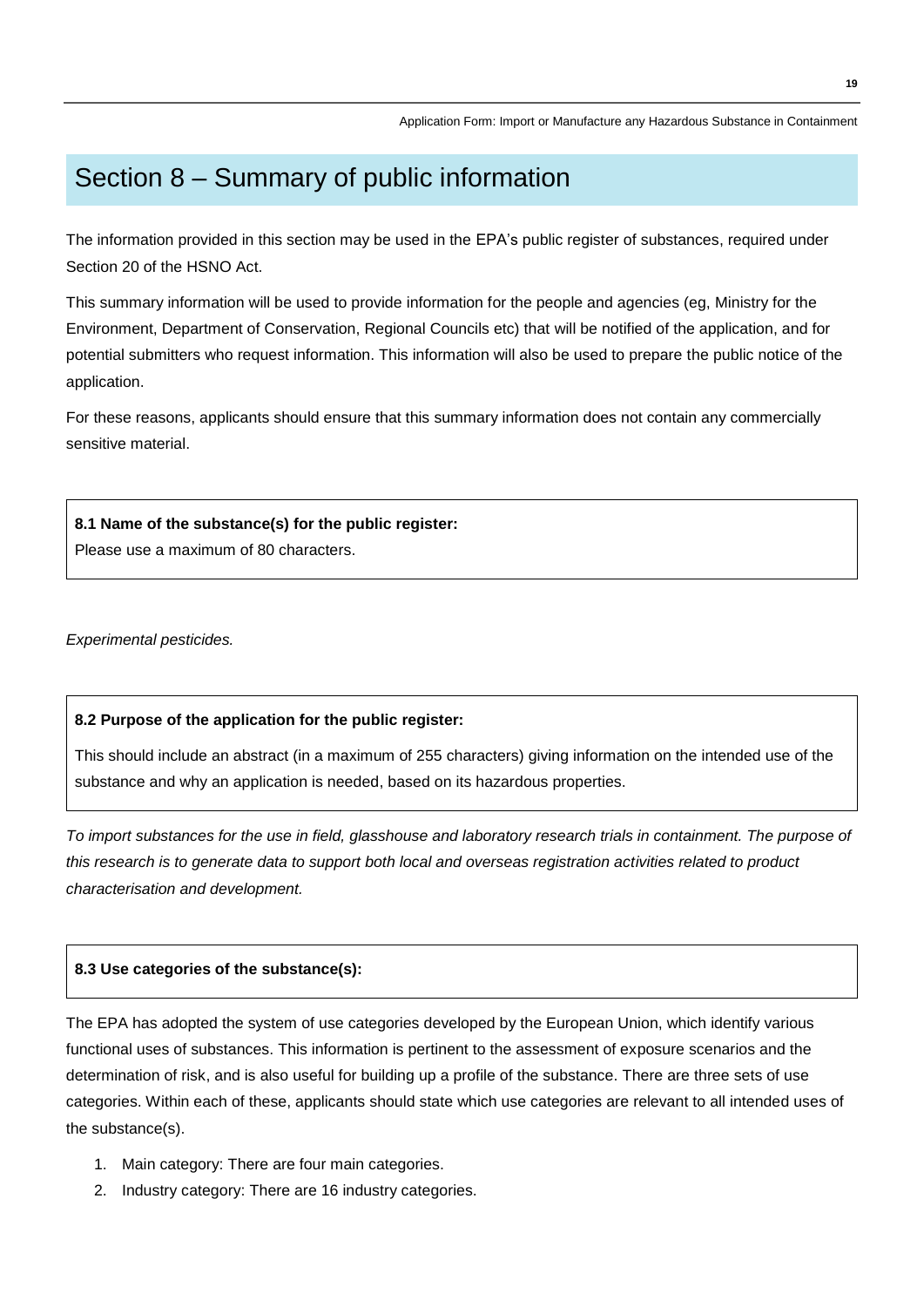## Section 8 – Summary of public information

The information provided in this section may be used in the EPA's public register of substances, required under Section 20 of the HSNO Act.

This summary information will be used to provide information for the people and agencies (eg, Ministry for the Environment, Department of Conservation, Regional Councils etc) that will be notified of the application, and for potential submitters who request information. This information will also be used to prepare the public notice of the application.

For these reasons, applicants should ensure that this summary information does not contain any commercially sensitive material.

**8.1 Name of the substance(s) for the public register:**

Please use a maximum of 80 characters.

*Experimental pesticides.*

**8.2 Purpose of the application for the public register:**

This should include an abstract (in a maximum of 255 characters) giving information on the intended use of the substance and why an application is needed, based on its hazardous properties.

*To import substances for the use in field, glasshouse and laboratory research trials in containment. The purpose of this research is to generate data to support both local and overseas registration activities related to product characterisation and development.*

**8.3 Use categories of the substance(s):**

The EPA has adopted the system of use categories developed by the European Union, which identify various functional uses of substances. This information is pertinent to the assessment of exposure scenarios and the determination of risk, and is also useful for building up a profile of the substance. There are three sets of use categories. Within each of these, applicants should state which use categories are relevant to all intended uses of the substance(s).

1. Main category: There are four main categories.
2. Industry category: There are 16 industry categories.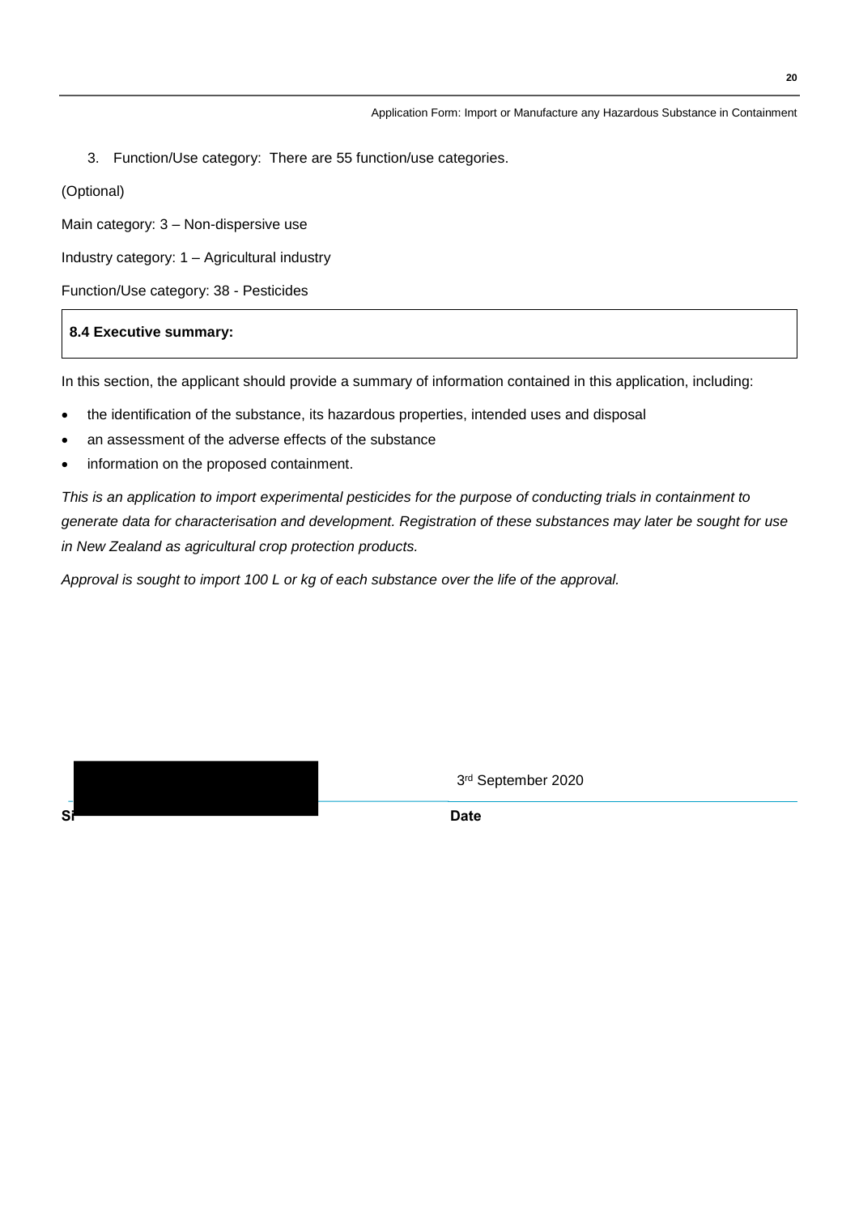3. Function/Use category: There are 55 function/use categories.

(Optional)

Main category: 3 – Non-dispersive use

Industry category: 1 – Agricultural industry

Function/Use category: 38 - Pesticides

**8.4 Executive summary:**

In this section, the applicant should provide a summary of information contained in this application, including:

- the identification of the substance, its hazardous properties, intended uses and disposal
- an assessment of the adverse effects of the substance
- information on the proposed containment.

*This is an application to import experimental pesticides for the purpose of conducting trials in containment to generate data for characterisation and development. Registration of these substances may later be sought for use in New Zealand as agricultural crop protection products.*

*Approval is sought to import 100 L or kg of each substance over the life of the approval.*

| | 3rd September 2020 |
|---|---|
| **Si** | **Date** |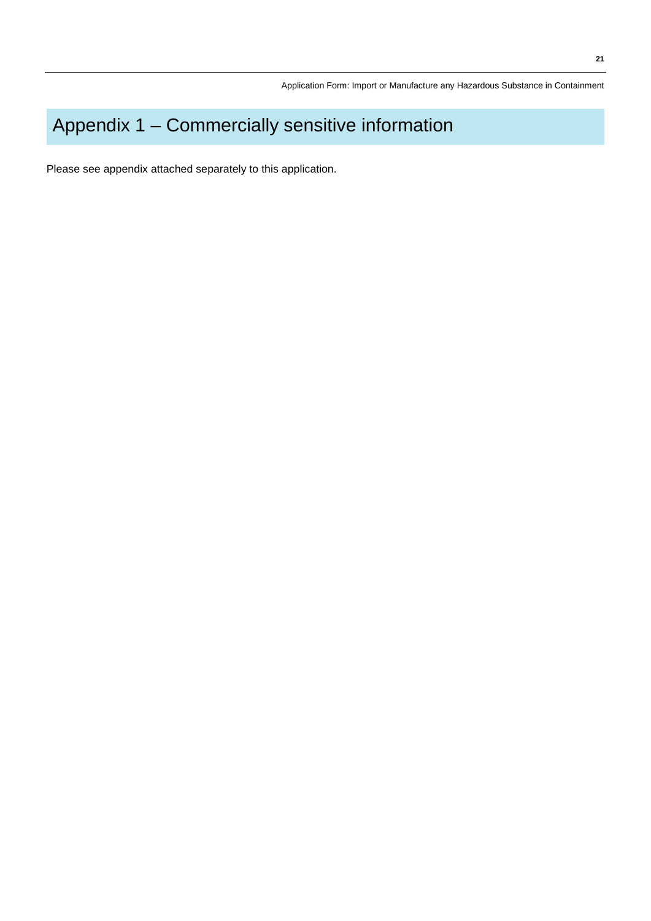# Appendix 1 – Commercially sensitive information

Please see appendix attached separately to this application.